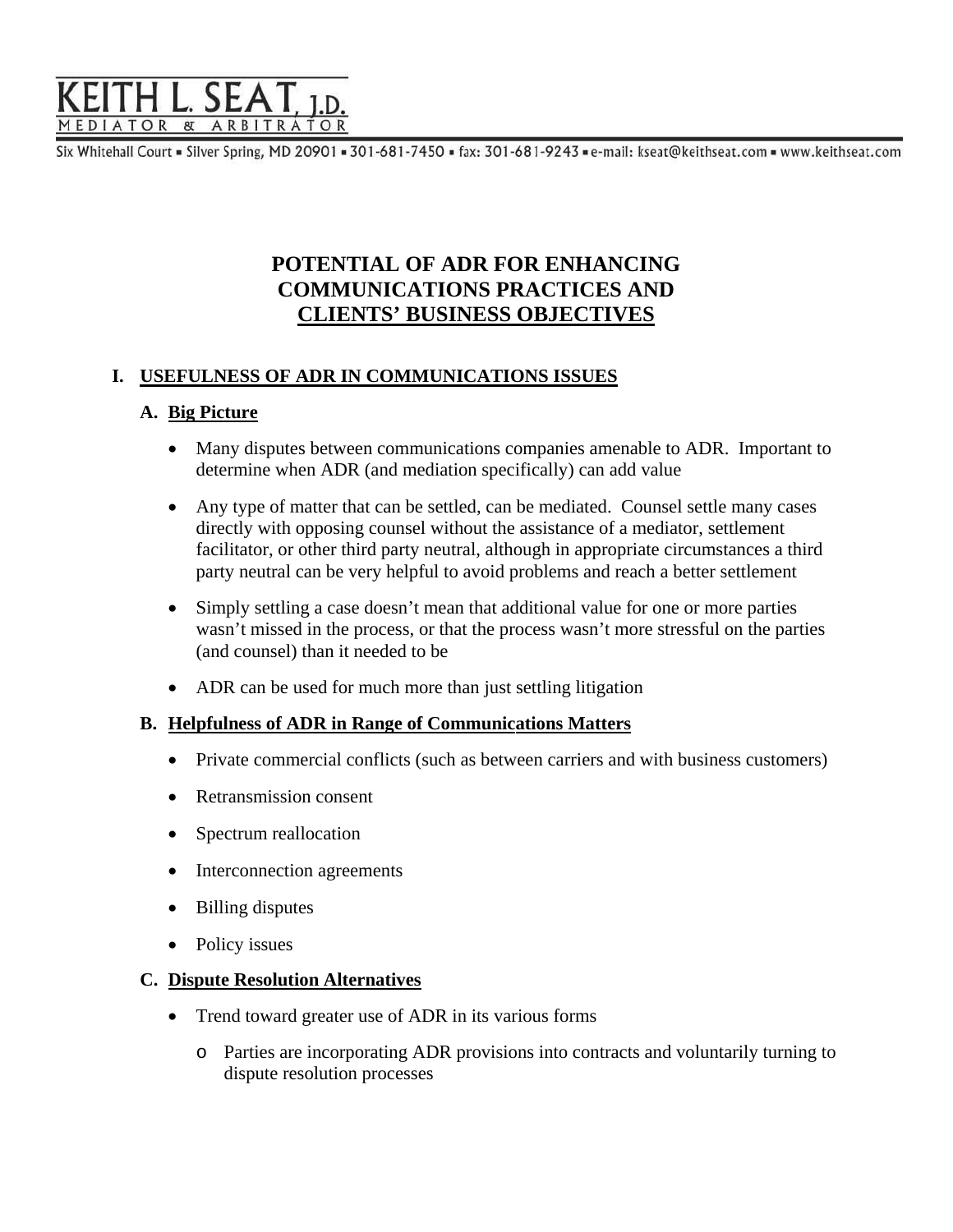KEITH L. SEAT, J.D.
MEDIATOR & ARBITRATOR

Six Whitehall Court ▪ Silver Spring, MD 20901 ▪ 301-681-7450 ▪ fax: 301-681-9243 ▪ e-mail: kseat@keithseat.com ▪ www.keithseat.com

# POTENTIAL OF ADR FOR ENHANCING COMMUNICATIONS PRACTICES AND CLIENTS' BUSINESS OBJECTIVES

## I. USEFULNESS OF ADR IN COMMUNICATIONS ISSUES

### A. Big Picture

- Many disputes between communications companies amenable to ADR. Important to determine when ADR (and mediation specifically) can add value
- Any type of matter that can be settled, can be mediated. Counsel settle many cases directly with opposing counsel without the assistance of a mediator, settlement facilitator, or other third party neutral, although in appropriate circumstances a third party neutral can be very helpful to avoid problems and reach a better settlement
- Simply settling a case doesn't mean that additional value for one or more parties wasn't missed in the process, or that the process wasn't more stressful on the parties (and counsel) than it needed to be
- ADR can be used for much more than just settling litigation

### B. Helpfulness of ADR in Range of Communications Matters

- Private commercial conflicts (such as between carriers and with business customers)
- Retransmission consent
- Spectrum reallocation
- Interconnection agreements
- Billing disputes
- Policy issues

### C. Dispute Resolution Alternatives

- Trend toward greater use of ADR in its various forms
  - Parties are incorporating ADR provisions into contracts and voluntarily turning to dispute resolution processes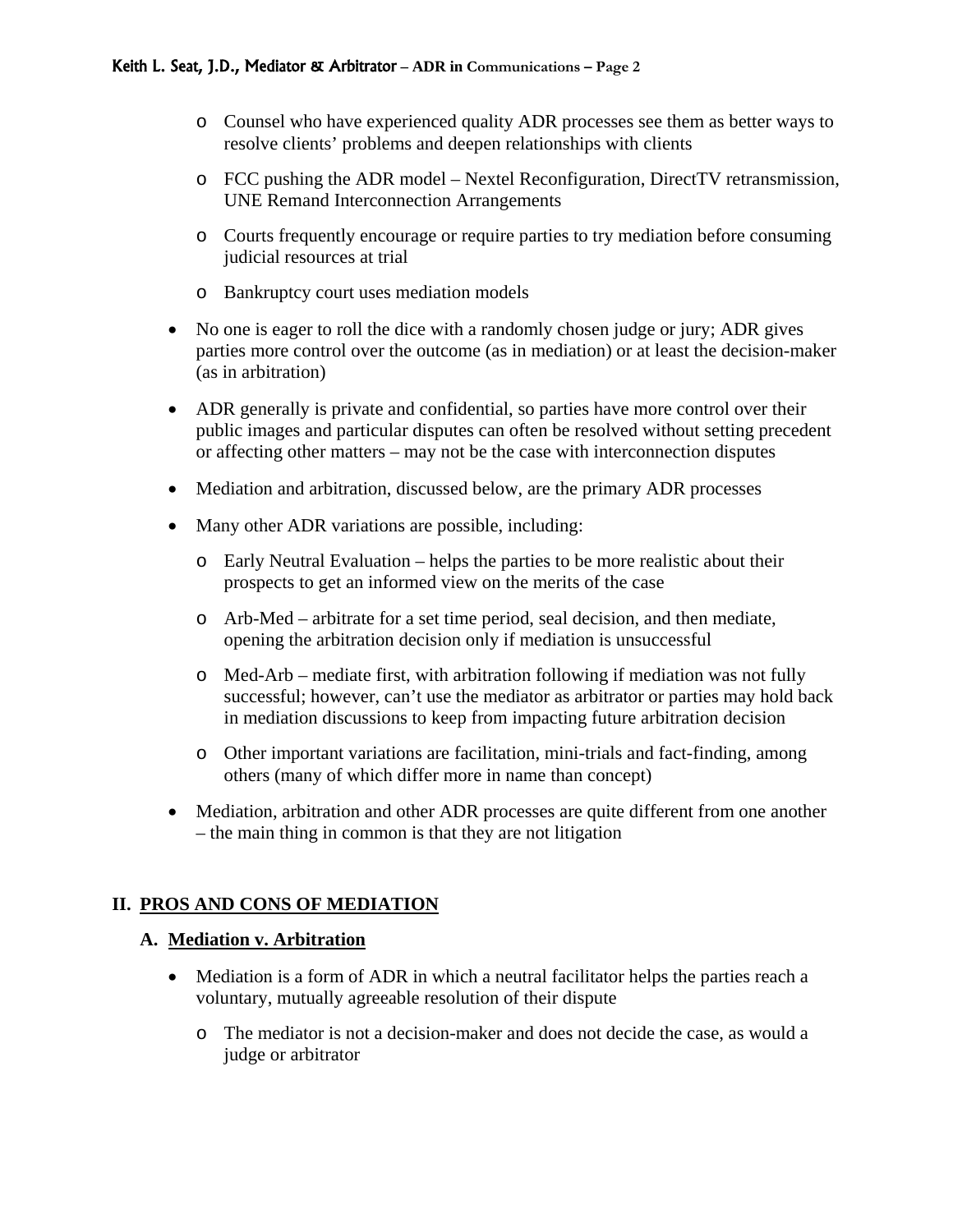- Counsel who have experienced quality ADR processes see them as better ways to resolve clients' problems and deepen relationships with clients
  - FCC pushing the ADR model – Nextel Reconfiguration, DirectTV retransmission, UNE Remand Interconnection Arrangements
  - Courts frequently encourage or require parties to try mediation before consuming judicial resources at trial
  - Bankruptcy court uses mediation models

- No one is eager to roll the dice with a randomly chosen judge or jury; ADR gives parties more control over the outcome (as in mediation) or at least the decision-maker (as in arbitration)

- ADR generally is private and confidential, so parties have more control over their public images and particular disputes can often be resolved without setting precedent or affecting other matters – may not be the case with interconnection disputes

- Mediation and arbitration, discussed below, are the primary ADR processes

- Many other ADR variations are possible, including:
  - Early Neutral Evaluation – helps the parties to be more realistic about their prospects to get an informed view on the merits of the case
  - Arb-Med – arbitrate for a set time period, seal decision, and then mediate, opening the arbitration decision only if mediation is unsuccessful
  - Med-Arb – mediate first, with arbitration following if mediation was not fully successful; however, can't use the mediator as arbitrator or parties may hold back in mediation discussions to keep from impacting future arbitration decision
  - Other important variations are facilitation, mini-trials and fact-finding, among others (many of which differ more in name than concept)

- Mediation, arbitration and other ADR processes are quite different from one another – the main thing in common is that they are not litigation

## II. PROS AND CONS OF MEDIATION

### A. Mediation v. Arbitration

- Mediation is a form of ADR in which a neutral facilitator helps the parties reach a voluntary, mutually agreeable resolution of their dispute
  - The mediator is not a decision-maker and does not decide the case, as would a judge or arbitrator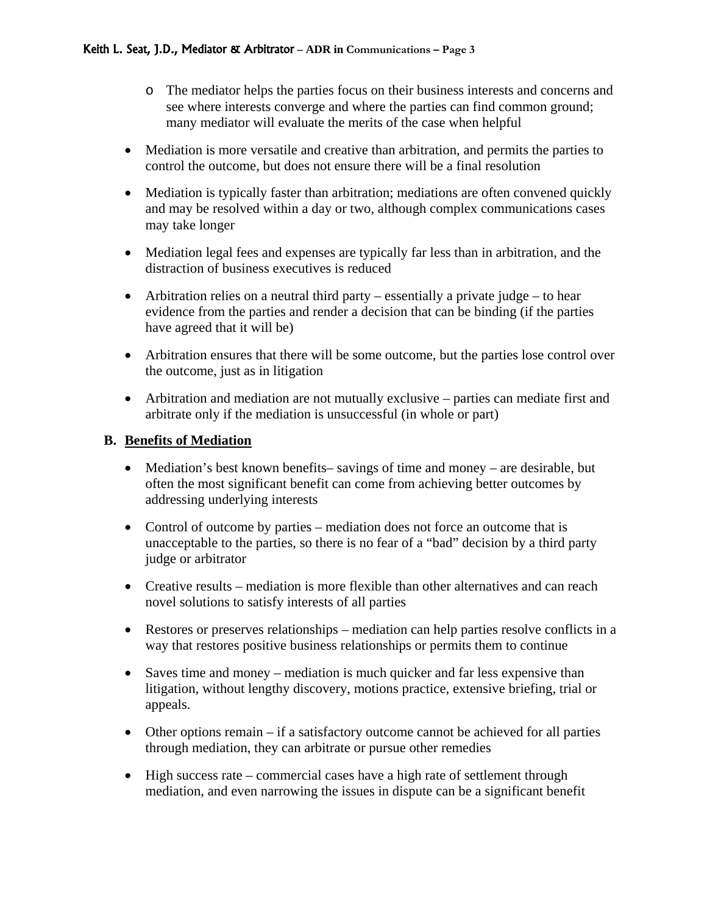- The mediator helps the parties focus on their business interests and concerns and see where interests converge and where the parties can find common ground; many mediator will evaluate the merits of the case when helpful

- Mediation is more versatile and creative than arbitration, and permits the parties to control the outcome, but does not ensure there will be a final resolution

- Mediation is typically faster than arbitration; mediations are often convened quickly and may be resolved within a day or two, although complex communications cases may take longer

- Mediation legal fees and expenses are typically far less than in arbitration, and the distraction of business executives is reduced

- Arbitration relies on a neutral third party – essentially a private judge – to hear evidence from the parties and render a decision that can be binding (if the parties have agreed that it will be)

- Arbitration ensures that there will be some outcome, but the parties lose control over the outcome, just as in litigation

- Arbitration and mediation are not mutually exclusive – parties can mediate first and arbitrate only if the mediation is unsuccessful (in whole or part)

## B. Benefits of Mediation

- Mediation's best known benefits– savings of time and money – are desirable, but often the most significant benefit can come from achieving better outcomes by addressing underlying interests

- Control of outcome by parties – mediation does not force an outcome that is unacceptable to the parties, so there is no fear of a "bad" decision by a third party judge or arbitrator

- Creative results – mediation is more flexible than other alternatives and can reach novel solutions to satisfy interests of all parties

- Restores or preserves relationships – mediation can help parties resolve conflicts in a way that restores positive business relationships or permits them to continue

- Saves time and money – mediation is much quicker and far less expensive than litigation, without lengthy discovery, motions practice, extensive briefing, trial or appeals.

- Other options remain – if a satisfactory outcome cannot be achieved for all parties through mediation, they can arbitrate or pursue other remedies

- High success rate – commercial cases have a high rate of settlement through mediation, and even narrowing the issues in dispute can be a significant benefit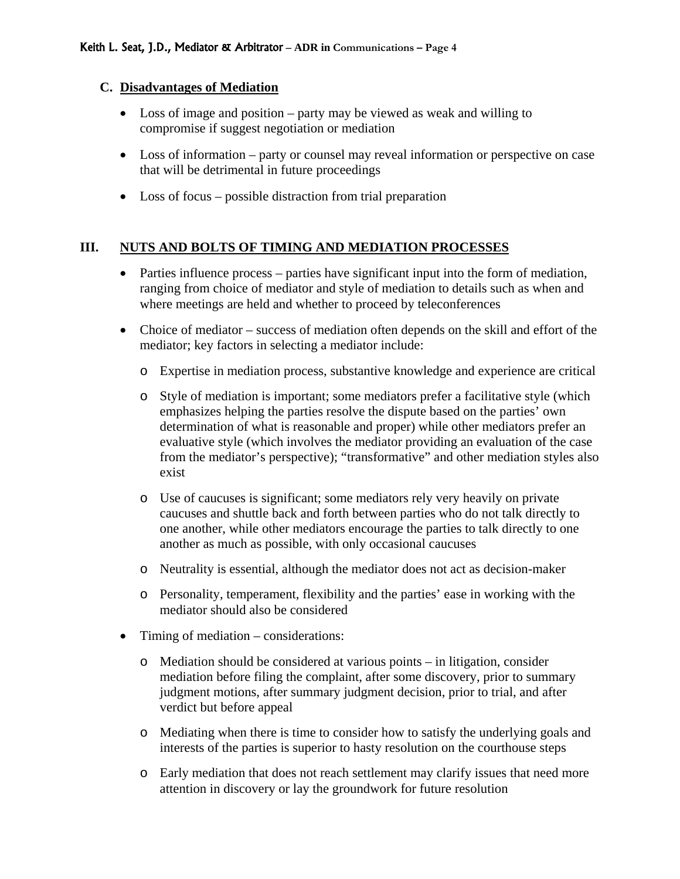### C. Disadvantages of Mediation

- Loss of image and position – party may be viewed as weak and willing to compromise if suggest negotiation or mediation
- Loss of information – party or counsel may reveal information or perspective on case that will be detrimental in future proceedings
- Loss of focus – possible distraction from trial preparation

## III. NUTS AND BOLTS OF TIMING AND MEDIATION PROCESSES

- Parties influence process – parties have significant input into the form of mediation, ranging from choice of mediator and style of mediation to details such as when and where meetings are held and whether to proceed by teleconferences
- Choice of mediator – success of mediation often depends on the skill and effort of the mediator; key factors in selecting a mediator include:
  - Expertise in mediation process, substantive knowledge and experience are critical
  - Style of mediation is important; some mediators prefer a facilitative style (which emphasizes helping the parties resolve the dispute based on the parties' own determination of what is reasonable and proper) while other mediators prefer an evaluative style (which involves the mediator providing an evaluation of the case from the mediator's perspective); "transformative" and other mediation styles also exist
  - Use of caucuses is significant; some mediators rely very heavily on private caucuses and shuttle back and forth between parties who do not talk directly to one another, while other mediators encourage the parties to talk directly to one another as much as possible, with only occasional caucuses
  - Neutrality is essential, although the mediator does not act as decision-maker
  - Personality, temperament, flexibility and the parties' ease in working with the mediator should also be considered
- Timing of mediation – considerations:
  - Mediation should be considered at various points – in litigation, consider mediation before filing the complaint, after some discovery, prior to summary judgment motions, after summary judgment decision, prior to trial, and after verdict but before appeal
  - Mediating when there is time to consider how to satisfy the underlying goals and interests of the parties is superior to hasty resolution on the courthouse steps
  - Early mediation that does not reach settlement may clarify issues that need more attention in discovery or lay the groundwork for future resolution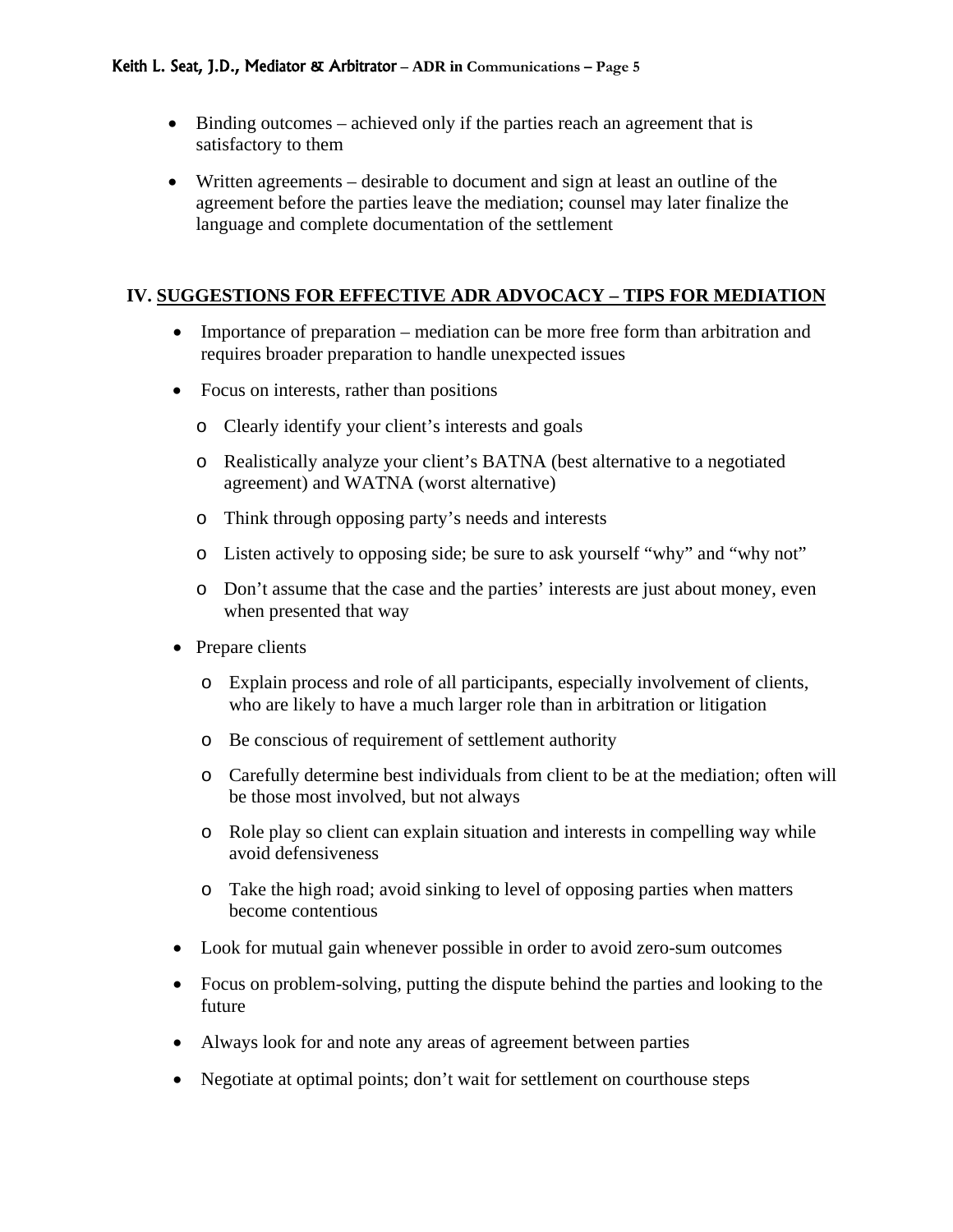- Binding outcomes – achieved only if the parties reach an agreement that is satisfactory to them

- Written agreements – desirable to document and sign at least an outline of the agreement before the parties leave the mediation; counsel may later finalize the language and complete documentation of the settlement

## IV. SUGGESTIONS FOR EFFECTIVE ADR ADVOCACY – TIPS FOR MEDIATION

- Importance of preparation – mediation can be more free form than arbitration and requires broader preparation to handle unexpected issues

- Focus on interests, rather than positions
  - Clearly identify your client's interests and goals
  - Realistically analyze your client's BATNA (best alternative to a negotiated agreement) and WATNA (worst alternative)
  - Think through opposing party's needs and interests
  - Listen actively to opposing side; be sure to ask yourself "why" and "why not"
  - Don't assume that the case and the parties' interests are just about money, even when presented that way

- Prepare clients
  - Explain process and role of all participants, especially involvement of clients, who are likely to have a much larger role than in arbitration or litigation
  - Be conscious of requirement of settlement authority
  - Carefully determine best individuals from client to be at the mediation; often will be those most involved, but not always
  - Role play so client can explain situation and interests in compelling way while avoid defensiveness
  - Take the high road; avoid sinking to level of opposing parties when matters become contentious

- Look for mutual gain whenever possible in order to avoid zero-sum outcomes

- Focus on problem-solving, putting the dispute behind the parties and looking to the future

- Always look for and note any areas of agreement between parties

- Negotiate at optimal points; don't wait for settlement on courthouse steps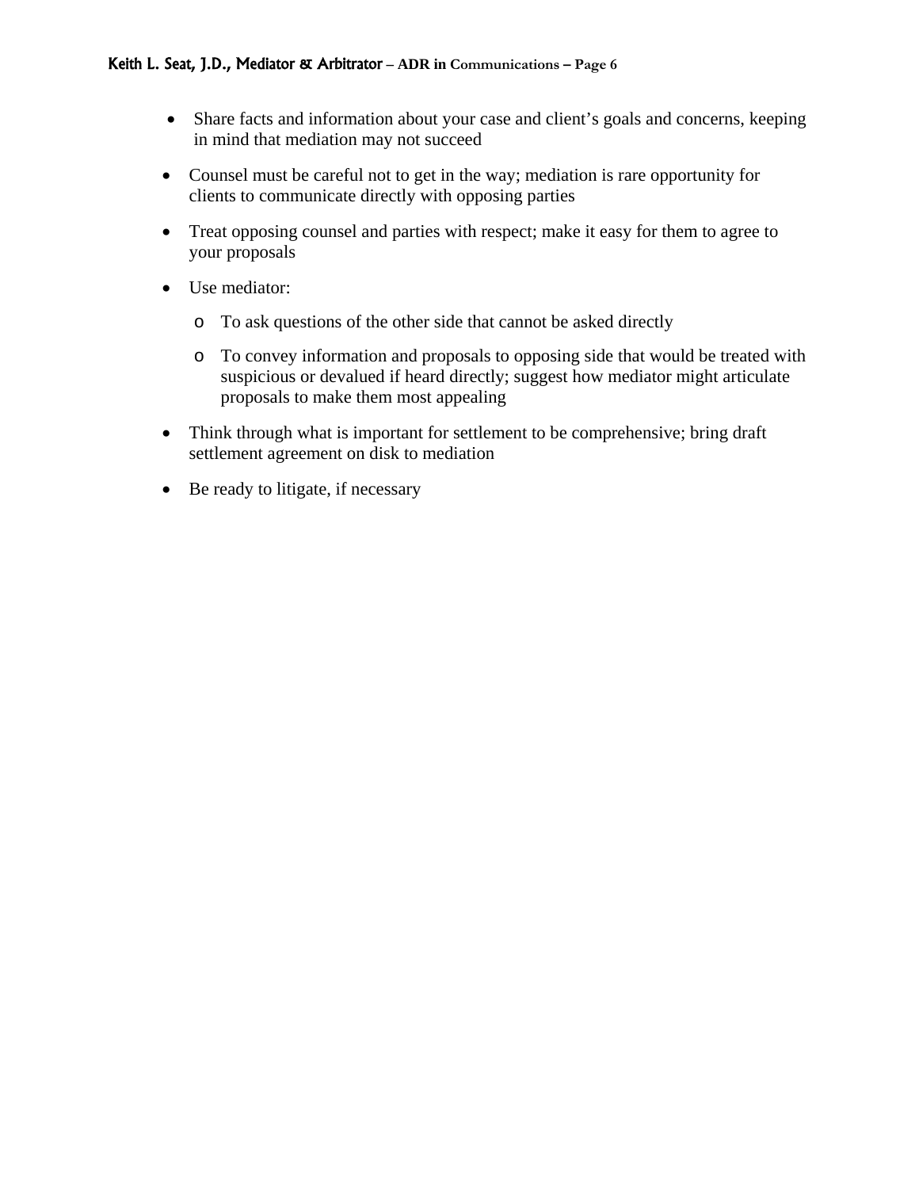- Share facts and information about your case and client's goals and concerns, keeping in mind that mediation may not succeed
- Counsel must be careful not to get in the way; mediation is rare opportunity for clients to communicate directly with opposing parties
- Treat opposing counsel and parties with respect; make it easy for them to agree to your proposals
- Use mediator:
  - To ask questions of the other side that cannot be asked directly
  - To convey information and proposals to opposing side that would be treated with suspicious or devalued if heard directly; suggest how mediator might articulate proposals to make them most appealing
- Think through what is important for settlement to be comprehensive; bring draft settlement agreement on disk to mediation
- Be ready to litigate, if necessary